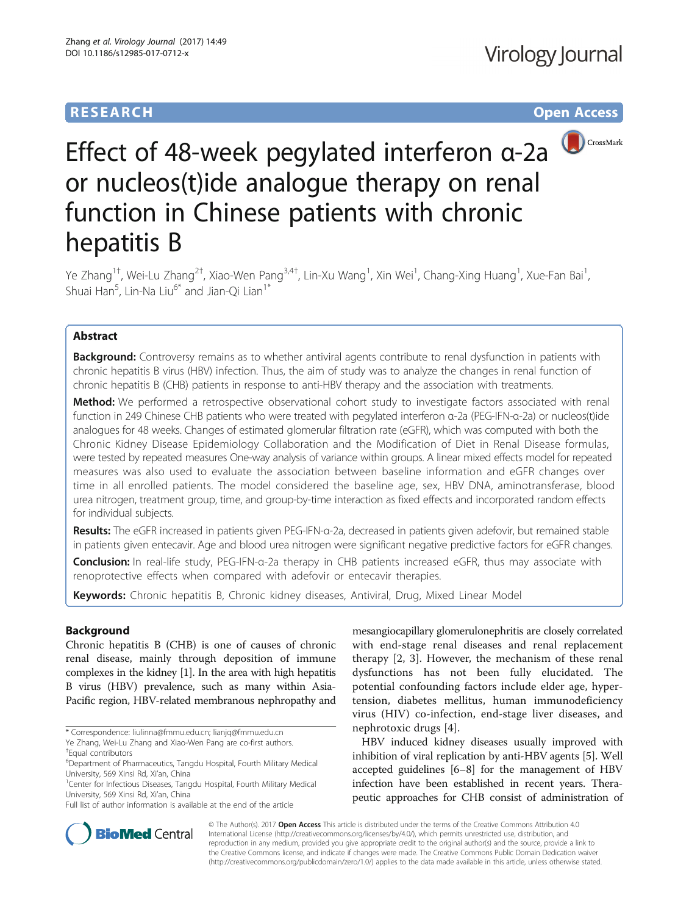RESEARCH Open Access

# Effect of 48-week pegylated interferon α-2a or nucleos(t)ide analogue therapy on renal function in Chinese patients with chronic hepatitis B

Ye Zhang[1†], Wei-Lu Zhang[2†], Xiao-Wen Pang[3,4†], Lin-Xu Wang[1], Xin Wei[1], Chang-Xing Huang[1], Xue-Fan Bai[1], Shuai Han[5], Lin-Na Liu[6*] and Jian-Qi Lian[1*]

## Abstract

**Background:** Controversy remains as to whether antiviral agents contribute to renal dysfunction in patients with chronic hepatitis B virus (HBV) infection. Thus, the aim of study was to analyze the changes in renal function of chronic hepatitis B (CHB) patients in response to anti-HBV therapy and the association with treatments.

**Method:** We performed a retrospective observational cohort study to investigate factors associated with renal function in 249 Chinese CHB patients who were treated with pegylated interferon α-2a (PEG-IFN-α-2a) or nucleos(t)ide analogues for 48 weeks. Changes of estimated glomerular filtration rate (eGFR), which was computed with both the Chronic Kidney Disease Epidemiology Collaboration and the Modification of Diet in Renal Disease formulas, were tested by repeated measures One-way analysis of variance within groups. A linear mixed effects model for repeated measures was also used to evaluate the association between baseline information and eGFR changes over time in all enrolled patients. The model considered the baseline age, sex, HBV DNA, aminotransferase, blood urea nitrogen, treatment group, time, and group-by-time interaction as fixed effects and incorporated random effects for individual subjects.

**Results:** The eGFR increased in patients given PEG-IFN-α-2a, decreased in patients given adefovir, but remained stable in patients given entecavir. Age and blood urea nitrogen were significant negative predictive factors for eGFR changes.

**Conclusion:** In real-life study, PEG-IFN-α-2a therapy in CHB patients increased eGFR, thus may associate with renoprotective effects when compared with adefovir or entecavir therapies.

**Keywords:** Chronic hepatitis B, Chronic kidney diseases, Antiviral, Drug, Mixed Linear Model

## Background

Chronic hepatitis B (CHB) is one of causes of chronic renal disease, mainly through deposition of immune complexes in the kidney [1]. In the area with high hepatitis B virus (HBV) prevalence, such as many within Asia-Pacific region, HBV-related membranous nephropathy and mesangiocapillary glomerulonephritis are closely correlated with end-stage renal diseases and renal replacement therapy [2, 3]. However, the mechanism of these renal dysfunctions has not been fully elucidated. The potential confounding factors include elder age, hypertension, diabetes mellitus, human immunodeficiency virus (HIV) co-infection, end-stage liver diseases, and nephrotoxic drugs [4].

HBV induced kidney diseases usually improved with inhibition of viral replication by anti-HBV agents [5]. Well accepted guidelines [6–8] for the management of HBV infection have been established in recent years. Therapeutic approaches for CHB consist of administration of

---

\* Correspondence: liulinna@fmmu.edu.cn; lianjq@fmmu.edu.cn

Ye Zhang, Wei-Lu Zhang and Xiao-Wen Pang are co-first authors.

†Equal contributors

[6]Department of Pharmaceutics, Tangdu Hospital, Fourth Military Medical University, 569 Xinsi Rd, Xi'an, China

[1]Center for Infectious Diseases, Tangdu Hospital, Fourth Military Medical University, 569 Xinsi Rd, Xi'an, China

Full list of author information is available at the end of the article

© The Author(s). 2017 **Open Access** This article is distributed under the terms of the Creative Commons Attribution 4.0 International License (http://creativecommons.org/licenses/by/4.0/), which permits unrestricted use, distribution, and reproduction in any medium, provided you give appropriate credit to the original author(s) and the source, provide a link to the Creative Commons license, and indicate if changes were made. The Creative Commons Public Domain Dedication waiver (http://creativecommons.org/publicdomain/zero/1.0/) applies to the data made available in this article, unless otherwise stated.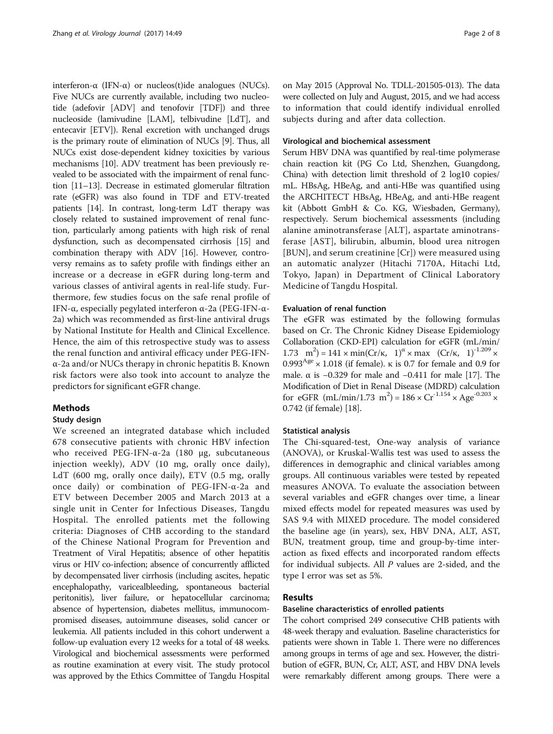interferon-α (IFN-α) or nucleos(t)ide analogues (NUCs). Five NUCs are currently available, including two nucleotide (adefovir [ADV] and tenofovir [TDF]) and three nucleoside (lamivudine [LAM], telbivudine [LdT], and entecavir [ETV]). Renal excretion with unchanged drugs is the primary route of elimination of NUCs [9]. Thus, all NUCs exist dose-dependent kidney toxicities by various mechanisms [10]. ADV treatment has been previously revealed to be associated with the impairment of renal function [11–13]. Decrease in estimated glomerular filtration rate (eGFR) was also found in TDF and ETV-treated patients [14]. In contrast, long-term LdT therapy was closely related to sustained improvement of renal function, particularly among patients with high risk of renal dysfunction, such as decompensated cirrhosis [15] and combination therapy with ADV [16]. However, controversy remains as to safety profile with findings either an increase or a decrease in eGFR during long-term and various classes of antiviral agents in real-life study. Furthermore, few studies focus on the safe renal profile of IFN-α, especially pegylated interferon α-2a (PEG-IFN-α-2a) which was recommended as first-line antiviral drugs by National Institute for Health and Clinical Excellence. Hence, the aim of this retrospective study was to assess the renal function and antiviral efficacy under PEG-IFN-α-2a and/or NUCs therapy in chronic hepatitis B. Known risk factors were also took into account to analyze the predictors for significant eGFR change.

## Methods

### Study design

We screened an integrated database which included 678 consecutive patients with chronic HBV infection who received PEG-IFN-α-2a (180 μg, subcutaneous injection weekly), ADV (10 mg, orally once daily), LdT (600 mg, orally once daily), ETV (0.5 mg, orally once daily) or combination of PEG-IFN-α-2a and ETV between December 2005 and March 2013 at a single unit in Center for Infectious Diseases, Tangdu Hospital. The enrolled patients met the following criteria: Diagnoses of CHB according to the standard of the Chinese National Program for Prevention and Treatment of Viral Hepatitis; absence of other hepatitis virus or HIV co-infection; absence of concurrently afflicted by decompensated liver cirrhosis (including ascites, hepatic encephalopathy, varicealbleeding, spontaneous bacterial peritonitis), liver failure, or hepatocellular carcinoma; absence of hypertension, diabetes mellitus, immunocompromised diseases, autoimmune diseases, solid cancer or leukemia. All patients included in this cohort underwent a follow-up evaluation every 12 weeks for a total of 48 weeks. Virological and biochemical assessments were performed as routine examination at every visit. The study protocol was approved by the Ethics Committee of Tangdu Hospital on May 2015 (Approval No. TDLL-201505-013). The data were collected on July and August, 2015, and we had access to information that could identify individual enrolled subjects during and after data collection.

### Virological and biochemical assessment

Serum HBV DNA was quantified by real-time polymerase chain reaction kit (PG Co Ltd, Shenzhen, Guangdong, China) with detection limit threshold of 2 log10 copies/mL. HBsAg, HBeAg, and anti-HBe was quantified using the ARCHITECT HBsAg, HBeAg, and anti-HBe reagent kit (Abbott GmbH & Co. KG, Wiesbaden, Germany), respectively. Serum biochemical assessments (including alanine aminotransferase [ALT], aspartate aminotransferase [AST], bilirubin, albumin, blood urea nitrogen [BUN], and serum creatinine [Cr]) were measured using an automatic analyzer (Hitachi 7170A, Hitachi Ltd, Tokyo, Japan) in Department of Clinical Laboratory Medicine of Tangdu Hospital.

### Evaluation of renal function

The eGFR was estimated by the following formulas based on Cr. The Chronic Kidney Disease Epidemiology Collaboration (CKD-EPI) calculation for eGFR (mL/min/1.73 $m^2$) = $141 \times \min(Cr/\kappa, 1)^{\alpha} \times \max(Cr/\kappa, 1)^{-1.209} \times 0.993^{Age} \times 1.018$ (if female). κ is 0.7 for female and 0.9 for male. α is −0.329 for male and −0.411 for male [17]. The Modification of Diet in Renal Disease (MDRD) calculation for eGFR (mL/min/1.73 $m^2$) = $186 \times Cr^{-1.154} \times Age^{-0.203} \times 0.742$ (if female) [18].

### Statistical analysis

The Chi-squared-test, One-way analysis of variance (ANOVA), or Kruskal-Wallis test was used to assess the differences in demographic and clinical variables among groups. All continuous variables were tested by repeated measures ANOVA. To evaluate the association between several variables and eGFR changes over time, a linear mixed effects model for repeated measures was used by SAS 9.4 with MIXED procedure. The model considered the baseline age (in years), sex, HBV DNA, ALT, AST, BUN, treatment group, time and group-by-time interaction as fixed effects and incorporated random effects for individual subjects. All *P* values are 2-sided, and the type I error was set as 5%.

## Results

### Baseline characteristics of enrolled patients

The cohort comprised 249 consecutive CHB patients with 48-week therapy and evaluation. Baseline characteristics for patients were shown in Table 1. There were no differences among groups in terms of age and sex. However, the distribution of eGFR, BUN, Cr, ALT, AST, and HBV DNA levels were remarkably different among groups. There were a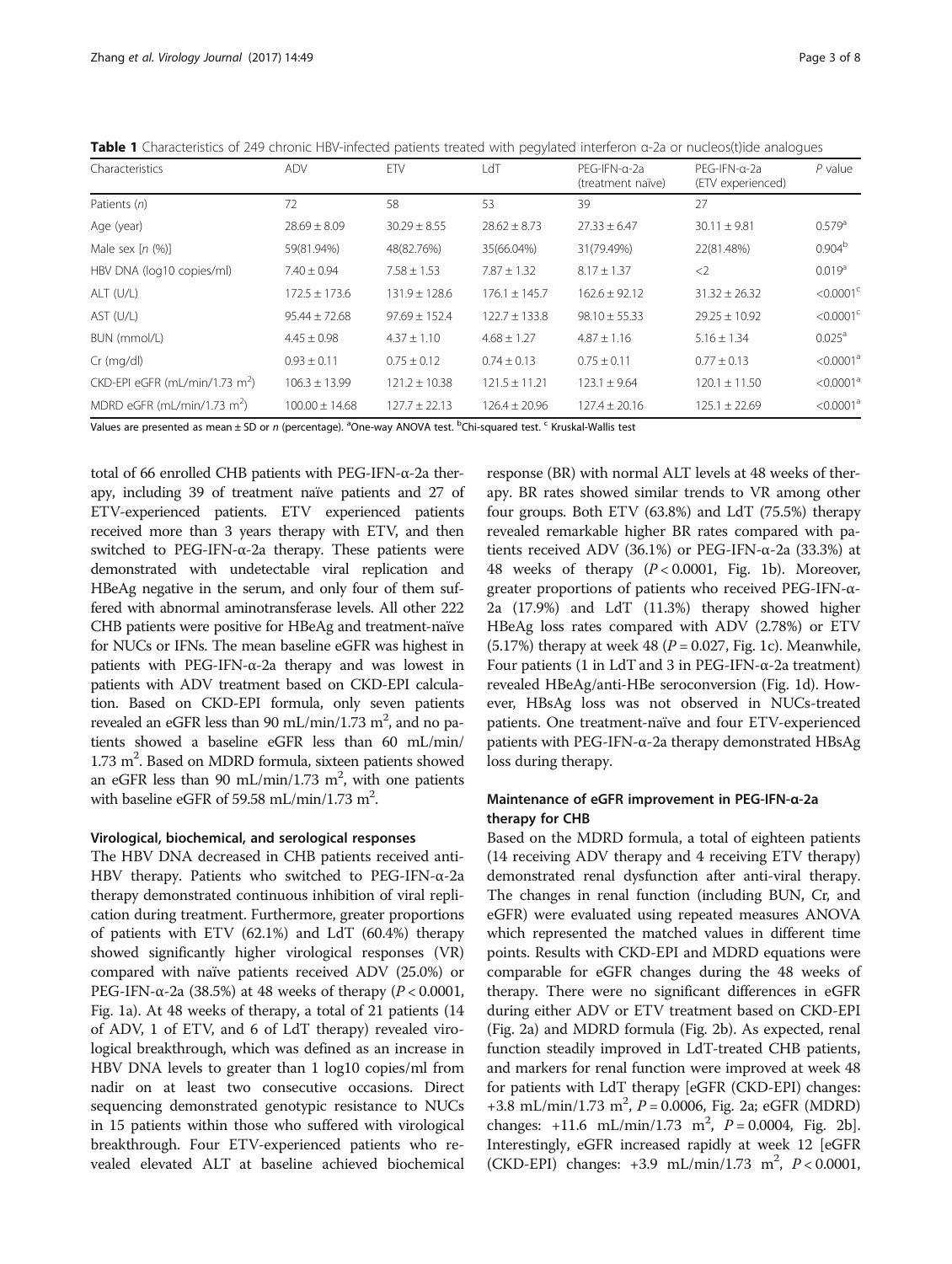**Table 1** Characteristics of 249 chronic HBV-infected patients treated with pegylated interferon α-2a or nucleos(t)ide analogues

| Characteristics | ADV | ETV | LdT | PEG-IFN-α-2a (treatment naïve) | PEG-IFN-α-2a (ETV experienced) | $P$ value |
|---|---|---|---|---|---|---|
| Patients (n) | 72 | 58 | 53 | 39 | 27 | |
| Age (year) | 28.69 ± 8.09 | 30.29 ± 8.55 | 28.62 ± 8.73 | 27.33 ± 6.47 | 30.11 ± 9.81 | 0.579[a] |
| Male sex [n (%)] | 59(81.94%) | 48(82.76%) | 35(66.04%) | 31(79.49%) | 22(81.48%) | 0.904[b] |
| HBV DNA (log10 copies/ml) | 7.40 ± 0.94 | 7.58 ± 1.53 | 7.87 ± 1.32 | 8.17 ± 1.37 | <2 | 0.019[a] |
| ALT (U/L) | 172.5 ± 173.6 | 131.9 ± 128.6 | 176.1 ± 145.7 | 162.6 ± 92.12 | 31.32 ± 26.32 | <0.0001[c] |
| AST (U/L) | 95.44 ± 72.68 | 97.69 ± 152.4 | 122.7 ± 133.8 | 98.10 ± 55.33 | 29.25 ± 10.92 | <0.0001[c] |
| BUN (mmol/L) | 4.45 ± 0.98 | 4.37 ± 1.10 | 4.68 ± 1.27 | 4.87 ± 1.16 | 5.16 ± 1.34 | 0.025[a] |
| Cr (mg/dl) | 0.93 ± 0.11 | 0.75 ± 0.12 | 0.74 ± 0.13 | 0.75 ± 0.11 | 0.77 ± 0.13 | <0.0001[a] |
| CKD-EPI eGFR (mL/min/1.73 $m^2$) | 106.3 ± 13.99 | 121.2 ± 10.38 | 121.5 ± 11.21 | 123.1 ± 9.64 | 120.1 ± 11.50 | <0.0001[a] |
| MDRD eGFR (mL/min/1.73 $m^2$) | 100.00 ± 14.68 | 127.7 ± 22.13 | 126.4 ± 20.96 | 127.4 ± 20.16 | 125.1 ± 22.69 | <0.0001[a] |

Values are presented as mean ± SD or n (percentage). [a]One-way ANOVA test. [b]Chi-squared test. [c] Kruskal-Wallis test

total of 66 enrolled CHB patients with PEG-IFN-α-2a therapy, including 39 of treatment naïve patients and 27 of ETV-experienced patients. ETV experienced patients received more than 3 years therapy with ETV, and then switched to PEG-IFN-α-2a therapy. These patients were demonstrated with undetectable viral replication and HBeAg negative in the serum, and only four of them suffered with abnormal aminotransferase levels. All other 222 CHB patients were positive for HBeAg and treatment-naïve for NUCs or IFNs. The mean baseline eGFR was highest in patients with PEG-IFN-α-2a therapy and was lowest in patients with ADV treatment based on CKD-EPI calculation. Based on CKD-EPI formula, only seven patients revealed an eGFR less than 90 mL/min/1.73 $m^2$, and no patients showed a baseline eGFR less than 60 mL/min/1.73 $m^2$. Based on MDRD formula, sixteen patients showed an eGFR less than 90 mL/min/1.73 $m^2$, with one patients with baseline eGFR of 59.58 mL/min/1.73 $m^2$.

### Virological, biochemical, and serological responses

The HBV DNA decreased in CHB patients received anti-HBV therapy. Patients who switched to PEG-IFN-α-2a therapy demonstrated continuous inhibition of viral replication during treatment. Furthermore, greater proportions of patients with ETV (62.1%) and LdT (60.4%) therapy showed significantly higher virological responses (VR) compared with naïve patients received ADV (25.0%) or PEG-IFN-α-2a (38.5%) at 48 weeks of therapy ($P < 0.0001$, Fig. 1a). At 48 weeks of therapy, a total of 21 patients (14 of ADV, 1 of ETV, and 6 of LdT therapy) revealed virological breakthrough, which was defined as an increase in HBV DNA levels to greater than 1 log10 copies/ml from nadir on at least two consecutive occasions. Direct sequencing demonstrated genotypic resistance to NUCs in 15 patients within those who suffered with virological breakthrough. Four ETV-experienced patients who revealed elevated ALT at baseline achieved biochemical response (BR) with normal ALT levels at 48 weeks of therapy. BR rates showed similar trends to VR among other four groups. Both ETV (63.8%) and LdT (75.5%) therapy revealed remarkable higher BR rates compared with patients received ADV (36.1%) or PEG-IFN-α-2a (33.3%) at 48 weeks of therapy ($P < 0.0001$, Fig. 1b). Moreover, greater proportions of patients who received PEG-IFN-α-2a (17.9%) and LdT (11.3%) therapy showed higher HBeAg loss rates compared with ADV (2.78%) or ETV (5.17%) therapy at week 48 ($P = 0.027$, Fig. 1c). Meanwhile, Four patients (1 in LdT and 3 in PEG-IFN-α-2a treatment) revealed HBeAg/anti-HBe seroconversion (Fig. 1d). However, HBsAg loss was not observed in NUCs-treated patients. One treatment-naïve and four ETV-experienced patients with PEG-IFN-α-2a therapy demonstrated HBsAg loss during therapy.

### Maintenance of eGFR improvement in PEG-IFN-α-2a therapy for CHB

Based on the MDRD formula, a total of eighteen patients (14 receiving ADV therapy and 4 receiving ETV therapy) demonstrated renal dysfunction after anti-viral therapy. The changes in renal function (including BUN, Cr, and eGFR) were evaluated using repeated measures ANOVA which represented the matched values in different time points. Results with CKD-EPI and MDRD equations were comparable for eGFR changes during the 48 weeks of therapy. There were no significant differences in eGFR during either ADV or ETV treatment based on CKD-EPI (Fig. 2a) and MDRD formula (Fig. 2b). As expected, renal function steadily improved in LdT-treated CHB patients, and markers for renal function were improved at week 48 for patients with LdT therapy [eGFR (CKD-EPI) changes: +3.8 mL/min/1.73 $m^2$, $P = 0.0006$, Fig. 2a; eGFR (MDRD) changes: +11.6 mL/min/1.73 $m^2$, $P = 0.0004$, Fig. 2b]. Interestingly, eGFR increased rapidly at week 12 [eGFR (CKD-EPI) changes: +3.9 mL/min/1.73 $m^2$, $P < 0.0001$,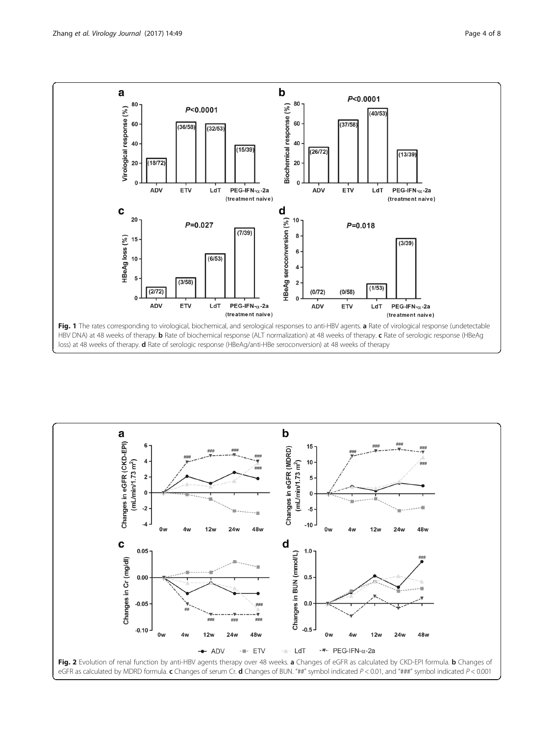**Fig. 1** The rates corresponding to virological, biochemical, and serological responses to anti-HBV agents. **a** Rate of virological response (undetectable HBV DNA) at 48 weeks of therapy. **b** Rate of biochemical response (ALT normalization) at 48 weeks of therapy. **c** Rate of serologic response (HBeAg loss) at 48 weeks of therapy. **d** Rate of serologic response (HBeAg/anti-HBe seroconversion) at 48 weeks of therapy

**Fig. 2** Evolution of renal function by anti-HBV agents therapy over 48 weeks. **a** Changes of eGFR as calculated by CKD-EPI formula. **b** Changes of eGFR as calculated by MDRD formula. **c** Changes of serum Cr. **d** Changes of BUN. "##" symbol indicated $P < 0.01$, and "###" symbol indicated $P < 0.001$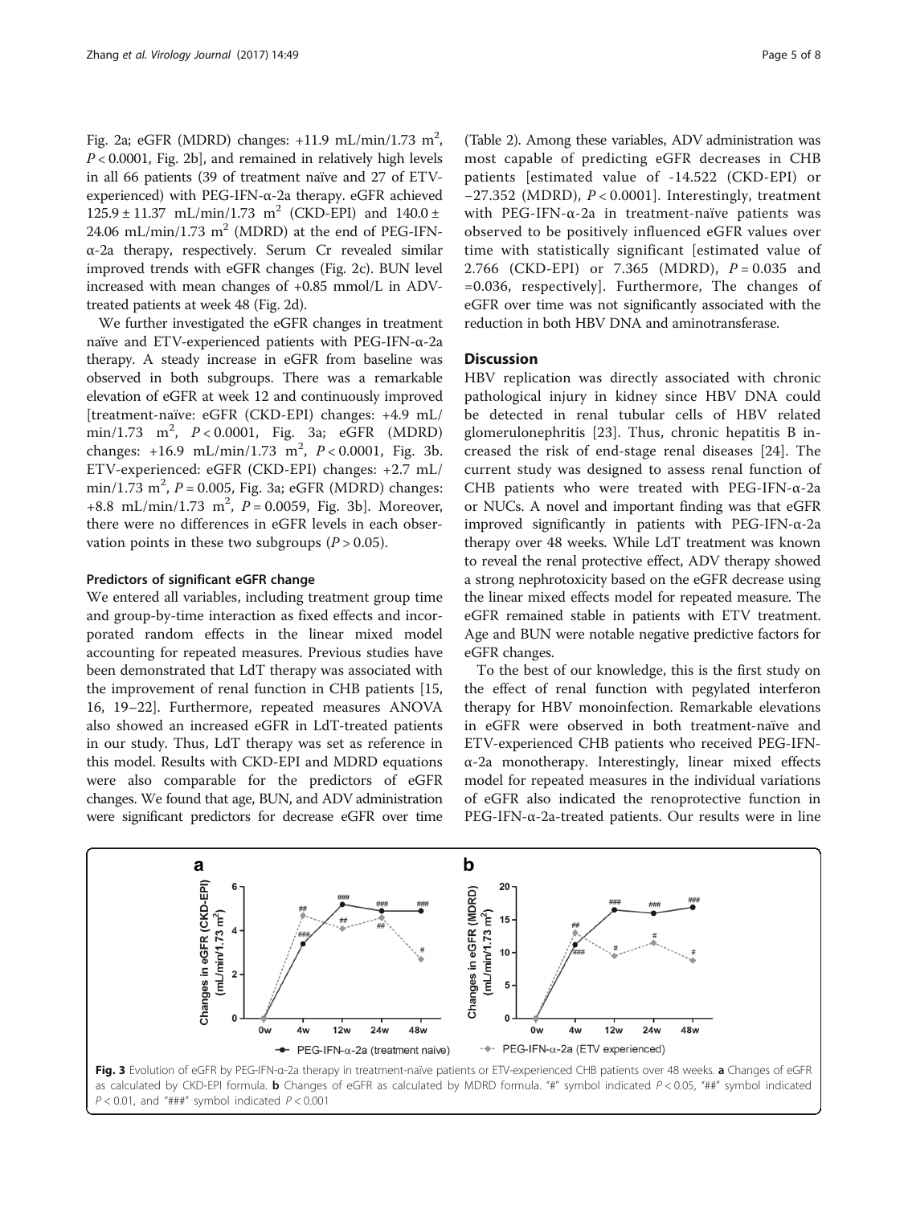Fig. 2a; eGFR (MDRD) changes: +11.9 mL/min/1.73 $m^2$, $P < 0.0001$, Fig. 2b], and remained in relatively high levels in all 66 patients (39 of treatment naïve and 27 of ETV-experienced) with PEG-IFN-α-2a therapy. eGFR achieved 125.9 ± 11.37 mL/min/1.73 $m^2$ (CKD-EPI) and 140.0 ± 24.06 mL/min/1.73 $m^2$ (MDRD) at the end of PEG-IFN-α-2a therapy, respectively. Serum Cr revealed similar improved trends with eGFR changes (Fig. 2c). BUN level increased with mean changes of +0.85 mmol/L in ADV-treated patients at week 48 (Fig. 2d).

We further investigated the eGFR changes in treatment naïve and ETV-experienced patients with PEG-IFN-α-2a therapy. A steady increase in eGFR from baseline was observed in both subgroups. There was a remarkable elevation of eGFR at week 12 and continuously improved [treatment-naïve: eGFR (CKD-EPI) changes: +4.9 mL/min/1.73 $m^2$, $P < 0.0001$, Fig. 3a; eGFR (MDRD) changes: +16.9 mL/min/1.73 $m^2$, $P < 0.0001$, Fig. 3b. ETV-experienced: eGFR (CKD-EPI) changes: +2.7 mL/min/1.73 $m^2$, $P = 0.005$, Fig. 3a; eGFR (MDRD) changes: +8.8 mL/min/1.73 $m^2$, $P = 0.0059$, Fig. 3b]. Moreover, there were no differences in eGFR levels in each observation points in these two subgroups ($P > 0.05$).

### Predictors of significant eGFR change

We entered all variables, including treatment group time and group-by-time interaction as fixed effects and incorporated random effects in the linear mixed model accounting for repeated measures. Previous studies have been demonstrated that LdT therapy was associated with the improvement of renal function in CHB patients [15, 16, 19–22]. Furthermore, repeated measures ANOVA also showed an increased eGFR in LdT-treated patients in our study. Thus, LdT therapy was set as reference in this model. Results with CKD-EPI and MDRD equations were also comparable for the predictors of eGFR changes. We found that age, BUN, and ADV administration were significant predictors for decrease eGFR over time (Table 2). Among these variables, ADV administration was most capable of predicting eGFR decreases in CHB patients [estimated value of -14.522 (CKD-EPI) or −27.352 (MDRD), $P < 0.0001$]. Interestingly, treatment with PEG-IFN-α-2a in treatment-naïve patients was observed to be positively influenced eGFR values over time with statistically significant [estimated value of 2.766 (CKD-EPI) or 7.365 (MDRD), $P = 0.035$ and =0.036, respectively]. Furthermore, The changes of eGFR over time was not significantly associated with the reduction in both HBV DNA and aminotransferase.

## Discussion

HBV replication was directly associated with chronic pathological injury in kidney since HBV DNA could be detected in renal tubular cells of HBV related glomerulonephritis [23]. Thus, chronic hepatitis B increased the risk of end-stage renal diseases [24]. The current study was designed to assess renal function of CHB patients who were treated with PEG-IFN-α-2a or NUCs. A novel and important finding was that eGFR improved significantly in patients with PEG-IFN-α-2a therapy over 48 weeks. While LdT treatment was known to reveal the renal protective effect, ADV therapy showed a strong nephrotoxicity based on the eGFR decrease using the linear mixed effects model for repeated measure. The eGFR remained stable in patients with ETV treatment. Age and BUN were notable negative predictive factors for eGFR changes.

To the best of our knowledge, this is the first study on the effect of renal function with pegylated interferon therapy for HBV monoinfection. Remarkable elevations in eGFR were observed in both treatment-naïve and ETV-experienced CHB patients who received PEG-IFN-α-2a monotherapy. Interestingly, linear mixed effects model for repeated measures in the individual variations of eGFR also indicated the renoprotective function in PEG-IFN-α-2a-treated patients. Our results were in line

**Fig. 3** Evolution of eGFR by PEG-IFN-α-2a therapy in treatment-naïve patients or ETV-experienced CHB patients over 48 weeks. **a** Changes of eGFR as calculated by CKD-EPI formula. **b** Changes of eGFR as calculated by MDRD formula. "#" symbol indicated $P < 0.05$, "##" symbol indicated $P < 0.01$, and "###" symbol indicated $P < 0.001$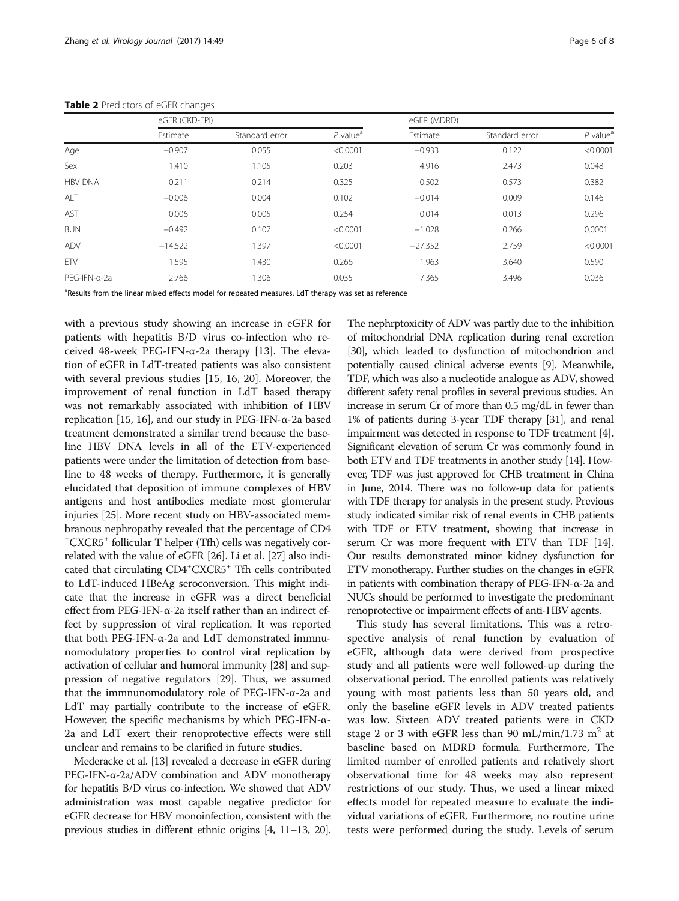**Table 2** Predictors of eGFR changes

| | eGFR (CKD-EPI) | | | eGFR (MDRD) | | |
|---|---|---|---|---|---|---|
| | Estimate | Standard error | *P* value[a] | Estimate | Standard error | *P* value[a] |
| Age | −0.907 | 0.055 | <0.0001 | −0.933 | 0.122 | <0.0001 |
| Sex | 1.410 | 1.105 | 0.203 | 4.916 | 2.473 | 0.048 |
| HBV DNA | 0.211 | 0.214 | 0.325 | 0.502 | 0.573 | 0.382 |
| ALT | −0.006 | 0.004 | 0.102 | −0.014 | 0.009 | 0.146 |
| AST | 0.006 | 0.005 | 0.254 | 0.014 | 0.013 | 0.296 |
| BUN | −0.492 | 0.107 | <0.0001 | −1.028 | 0.266 | 0.0001 |
| ADV | −14.522 | 1.397 | <0.0001 | −27.352 | 2.759 | <0.0001 |
| ETV | 1.595 | 1.430 | 0.266 | 1.963 | 3.640 | 0.590 |
| PEG-IFN-α-2a | 2.766 | 1.306 | 0.035 | 7.365 | 3.496 | 0.036 |

[a]Results from the linear mixed effects model for repeated measures. LdT therapy was set as reference

with a previous study showing an increase in eGFR for patients with hepatitis B/D virus co-infection who received 48-week PEG-IFN-α-2a therapy [13]. The elevation of eGFR in LdT-treated patients was also consistent with several previous studies [15, 16, 20]. Moreover, the improvement of renal function in LdT based therapy was not remarkably associated with inhibition of HBV replication [15, 16], and our study in PEG-IFN-α-2a based treatment demonstrated a similar trend because the baseline HBV DNA levels in all of the ETV-experienced patients were under the limitation of detection from baseline to 48 weeks of therapy. Furthermore, it is generally elucidated that deposition of immune complexes of HBV antigens and host antibodies mediate most glomerular injuries [25]. More recent study on HBV-associated membranous nephropathy revealed that the percentage of CD4$^+$CXCR5$^+$ follicular T helper (Tfh) cells was negatively correlated with the value of eGFR [26]. Li et al. [27] also indicated that circulating CD4$^+$CXCR5$^+$ Tfh cells contributed to LdT-induced HBeAg seroconversion. This might indicate that the increase in eGFR was a direct beneficial effect from PEG-IFN-α-2a itself rather than an indirect effect by suppression of viral replication. It was reported that both PEG-IFN-α-2a and LdT demonstrated immnunomodulatory properties to control viral replication by activation of cellular and humoral immunity [28] and suppression of negative regulators [29]. Thus, we assumed that the immnunomodulatory role of PEG-IFN-α-2a and LdT may partially contribute to the increase of eGFR. However, the specific mechanisms by which PEG-IFN-α-2a and LdT exert their renoprotective effects were still unclear and remains to be clarified in future studies.

Mederacke et al. [13] revealed a decrease in eGFR during PEG-IFN-α-2a/ADV combination and ADV monotherapy for hepatitis B/D virus co-infection. We showed that ADV administration was most capable negative predictor for eGFR decrease for HBV monoinfection, consistent with the previous studies in different ethnic origins [4, 11–13, 20]. The nephrptoxicity of ADV was partly due to the inhibition of mitochondrial DNA replication during renal excretion [30], which leaded to dysfunction of mitochondrion and potentially caused clinical adverse events [9]. Meanwhile, TDF, which was also a nucleotide analogue as ADV, showed different safety renal profiles in several previous studies. An increase in serum Cr of more than 0.5 mg/dL in fewer than 1% of patients during 3-year TDF therapy [31], and renal impairment was detected in response to TDF treatment [4]. Significant elevation of serum Cr was commonly found in both ETV and TDF treatments in another study [14]. However, TDF was just approved for CHB treatment in China in June, 2014. There was no follow-up data for patients with TDF therapy for analysis in the present study. Previous study indicated similar risk of renal events in CHB patients with TDF or ETV treatment, showing that increase in serum Cr was more frequent with ETV than TDF [14]. Our results demonstrated minor kidney dysfunction for ETV monotherapy. Further studies on the changes in eGFR in patients with combination therapy of PEG-IFN-α-2a and NUCs should be performed to investigate the predominant renoprotective or impairment effects of anti-HBV agents.

This study has several limitations. This was a retrospective analysis of renal function by evaluation of eGFR, although data were derived from prospective study and all patients were well followed-up during the observational period. The enrolled patients was relatively young with most patients less than 50 years old, and only the baseline eGFR levels in ADV treated patients was low. Sixteen ADV treated patients were in CKD stage 2 or 3 with eGFR less than 90 mL/min/1.73 m$^2$ at baseline based on MDRD formula. Furthermore, The limited number of enrolled patients and relatively short observational time for 48 weeks may also represent restrictions of our study. Thus, we used a linear mixed effects model for repeated measure to evaluate the individual variations of eGFR. Furthermore, no routine urine tests were performed during the study. Levels of serum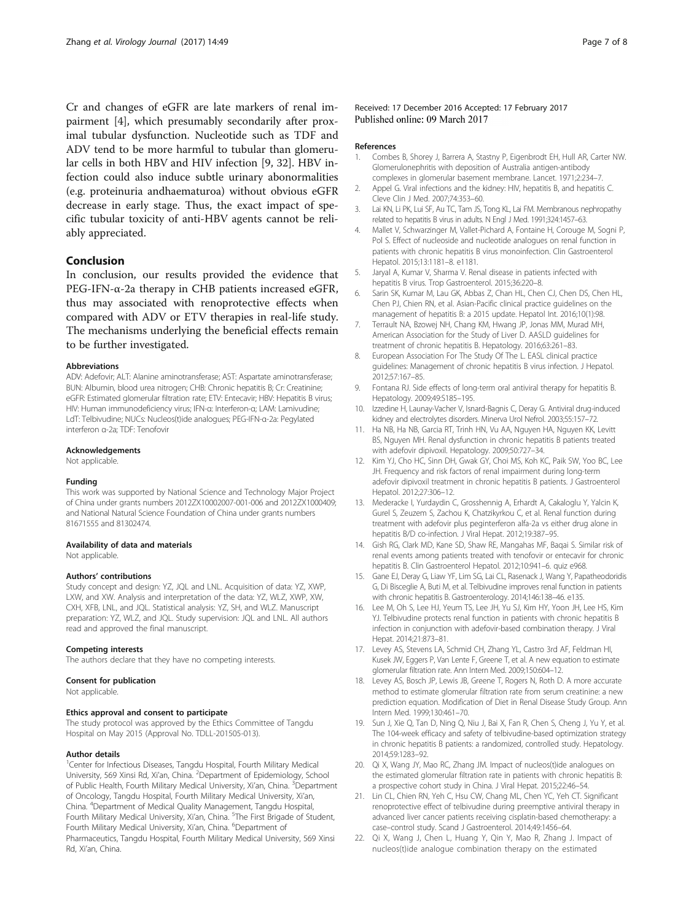Cr and changes of eGFR are late markers of renal impairment [4], which presumably secondarily after proximal tubular dysfunction. Nucleotide such as TDF and ADV tend to be more harmful to tubular than glomerular cells in both HBV and HIV infection [9, 32]. HBV infection could also induce subtle urinary abonormalities (e.g. proteinuria andhaematuroa) without obvious eGFR decrease in early stage. Thus, the exact impact of specific tubular toxicity of anti-HBV agents cannot be reliably appreciated.

## Conclusion

In conclusion, our results provided the evidence that PEG-IFN-α-2a therapy in CHB patients increased eGFR, thus may associated with renoprotective effects when compared with ADV or ETV therapies in real-life study. The mechanisms underlying the beneficial effects remain to be further investigated.

#### Abbreviations

ADV: Adefovir; ALT: Alanine aminotransferase; AST: Aspartate aminotransferase; BUN: Albumin, blood urea nitrogen; CHB: Chronic hepatitis B; Cr: Creatinine; eGFR: Estimated glomerular filtration rate; ETV: Entecavir; HBV: Hepatitis B virus; HIV: Human immunodeficiency virus; IFN-α: Interferon-α; LAM: Lamivudine; LdT: Telbivudine; NUCs: Nucleos(t)ide analogues; PEG-IFN-α-2a: Pegylated interferon α-2a; TDF: Tenofovir

#### Acknowledgements

Not applicable.

#### Funding

This work was supported by National Science and Technology Major Project of China under grants numbers 2012ZX10002007-001-006 and 2012ZX1000409; and National Natural Science Foundation of China under grants numbers 81671555 and 81302474.

#### Availability of data and materials

Not applicable.

#### Authors' contributions

Study concept and design: YZ, JQL and LNL. Acquisition of data: YZ, XWP, LXW, and XW. Analysis and interpretation of the data: YZ, WLZ, XWP, XW, CXH, XFB, LNL, and JQL. Statistical analysis: YZ, SH, and WLZ. Manuscript preparation: YZ, WLZ, and JQL. Study supervision: JQL and LNL. All authors read and approved the final manuscript.

#### Competing interests

The authors declare that they have no competing interests.

#### Consent for publication

Not applicable.

#### Ethics approval and consent to participate

The study protocol was approved by the Ethics Committee of Tangdu Hospital on May 2015 (Approval No. TDLL-201505-013).

#### Author details

[1]Center for Infectious Diseases, Tangdu Hospital, Fourth Military Medical University, 569 Xinsi Rd, Xi'an, China. [2]Department of Epidemiology, School of Public Health, Fourth Military Medical University, Xi'an, China. [3]Department of Oncology, Tangdu Hospital, Fourth Military Medical University, Xi'an, China. [4]Department of Medical Quality Management, Tangdu Hospital, Fourth Military Medical University, Xi'an, China. [5]The First Brigade of Student, Fourth Military Medical University, Xi'an, China. [6]Department of Pharmaceutics, Tangdu Hospital, Fourth Military Medical University, 569 Xinsi Rd, Xi'an, China.

Received: 17 December 2016 Accepted: 17 February 2017
Published online: 09 March 2017

#### References

1. Combes B, Shorey J, Barrera A, Stastny P, Eigenbrodt EH, Hull AR, Carter NW. Glomerulonephritis with deposition of Australia antigen-antibody complexes in glomerular basement membrane. Lancet. 1971;2:234–7.
2. Appel G. Viral infections and the kidney: HIV, hepatitis B, and hepatitis C. Cleve Clin J Med. 2007;74:353–60.
3. Lai KN, Li PK, Lui SF, Au TC, Tam JS, Tong KL, Lai FM. Membranous nephropathy related to hepatitis B virus in adults. N Engl J Med. 1991;324:1457–63.
4. Mallet V, Schwarzinger M, Vallet-Pichard A, Fontaine H, Corouge M, Sogni P, Pol S. Effect of nucleoside and nucleotide analogues on renal function in patients with chronic hepatitis B virus monoinfection. Clin Gastroenterol Hepatol. 2015;13:1181–8. e1181.
5. Jaryal A, Kumar V, Sharma V. Renal disease in patients infected with hepatitis B virus. Trop Gastroenterol. 2015;36:220–8.
6. Sarin SK, Kumar M, Lau GK, Abbas Z, Chan HL, Chen CJ, Chen DS, Chen HL, Chen PJ, Chien RN, et al. Asian-Pacific clinical practice guidelines on the management of hepatitis B: a 2015 update. Hepatol Int. 2016;10(1):98.
7. Terrault NA, Bzowej NH, Chang KM, Hwang JP, Jonas MM, Murad MH, American Association for the Study of Liver D. AASLD guidelines for treatment of chronic hepatitis B. Hepatology. 2016;63:261–83.
8. European Association For The Study Of The L. EASL clinical practice guidelines: Management of chronic hepatitis B virus infection. J Hepatol. 2012;57:167–85.
9. Fontana RJ. Side effects of long-term oral antiviral therapy for hepatitis B. Hepatology. 2009;49:S185–195.
10. Izzedine H, Launay-Vacher V, Isnard-Bagnis C, Deray G. Antiviral drug-induced kidney and electrolytes disorders. Minerva Urol Nefrol. 2003;55:157–72.
11. Ha NB, Ha NB, Garcia RT, Trinh HN, Vu AA, Nguyen HA, Nguyen KK, Levitt BS, Nguyen MH. Renal dysfunction in chronic hepatitis B patients treated with adefovir dipivoxil. Hepatology. 2009;50:727–34.
12. Kim YJ, Cho HC, Sinn DH, Gwak GY, Choi MS, Koh KC, Paik SW, Yoo BC, Lee JH. Frequency and risk factors of renal impairment during long-term adefovir dipivoxil treatment in chronic hepatitis B patients. J Gastroenterol Hepatol. 2012;27:306–12.
13. Mederacke I, Yurdaydin C, Grosshennig A, Erhardt A, Cakaloglu Y, Yalcin K, Gurel S, Zeuzem S, Zachou K, Chatzikyrkou C, et al. Renal function during treatment with adefovir plus peginterferon alfa-2a vs either drug alone in hepatitis B/D co-infection. J Viral Hepat. 2012;19:387–95.
14. Gish RG, Clark MD, Kane SD, Shaw RE, Mangahas MF, Baqai S. Similar risk of renal events among patients treated with tenofovir or entecavir for chronic hepatitis B. Clin Gastroenterol Hepatol. 2012;10:941–6. quiz e968.
15. Gane EJ, Deray G, Liaw YF, Lim SG, Lai CL, Rasenack J, Wang Y, Papatheodoridis G, Di Bisceglie A, Buti M, et al. Telbivudine improves renal function in patients with chronic hepatitis B. Gastroenterology. 2014;146:138–46. e135.
16. Lee M, Oh S, Lee HJ, Yeum TS, Lee JH, Yu SJ, Kim HY, Yoon JH, Lee HS, Kim YJ. Telbivudine protects renal function in patients with chronic hepatitis B infection in conjunction with adefovir-based combination therapy. J Viral Hepat. 2014;21:873–81.
17. Levey AS, Stevens LA, Schmid CH, Zhang YL, Castro 3rd AF, Feldman HI, Kusek JW, Eggers P, Van Lente F, Greene T, et al. A new equation to estimate glomerular filtration rate. Ann Intern Med. 2009;150:604–12.
18. Levey AS, Bosch JP, Lewis JB, Greene T, Rogers N, Roth D. A more accurate method to estimate glomerular filtration rate from serum creatinine: a new prediction equation. Modification of Diet in Renal Disease Study Group. Ann Intern Med. 1999;130:461–70.
19. Sun J, Xie Q, Tan D, Ning Q, Niu J, Bai X, Fan R, Chen S, Cheng J, Yu Y, et al. The 104-week efficacy and safety of telbivudine-based optimization strategy in chronic hepatitis B patients: a randomized, controlled study. Hepatology. 2014;59:1283–92.
20. Qi X, Wang JY, Mao RC, Zhang JM. Impact of nucleos(t)ide analogues on the estimated glomerular filtration rate in patients with chronic hepatitis B: a prospective cohort study in China. J Viral Hepat. 2015;22:46–54.
21. Lin CL, Chien RN, Yeh C, Hsu CW, Chang ML, Chen YC, Yeh CT. Significant renoprotective effect of telbivudine during preemptive antiviral therapy in advanced liver cancer patients receiving cisplatin-based chemotherapy: a case–control study. Scand J Gastroenterol. 2014;49:1456–64.
22. Qi X, Wang J, Chen L, Huang Y, Qin Y, Mao R, Zhang J. Impact of nucleos(t)ide analogue combination therapy on the estimated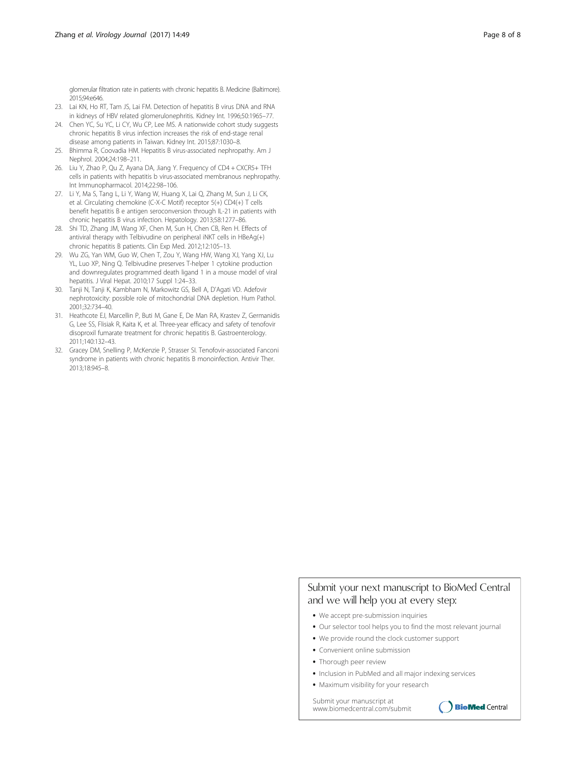glomerular filtration rate in patients with chronic hepatitis B. Medicine (Baltimore). 2015;94:e646.

23. Lai KN, Ho RT, Tam JS, Lai FM. Detection of hepatitis B virus DNA and RNA in kidneys of HBV related glomerulonephritis. Kidney Int. 1996;50:1965–77.
24. Chen YC, Su YC, Li CY, Wu CP, Lee MS. A nationwide cohort study suggests chronic hepatitis B virus infection increases the risk of end-stage renal disease among patients in Taiwan. Kidney Int. 2015;87:1030–8.
25. Bhimma R, Coovadia HM. Hepatitis B virus-associated nephropathy. Am J Nephrol. 2004;24:198–211.
26. Liu Y, Zhao P, Qu Z, Ayana DA, Jiang Y. Frequency of CD4 + CXCR5+ TFH cells in patients with hepatitis b virus-associated membranous nephropathy. Int Immunopharmacol. 2014;22:98–106.
27. Li Y, Ma S, Tang L, Li Y, Wang W, Huang X, Lai Q, Zhang M, Sun J, Li CK, et al. Circulating chemokine (C-X-C Motif) receptor 5(+) CD4(+) T cells benefit hepatitis B e antigen seroconversion through IL-21 in patients with chronic hepatitis B virus infection. Hepatology. 2013;58:1277–86.
28. Shi TD, Zhang JM, Wang XF, Chen M, Sun H, Chen CB, Ren H. Effects of antiviral therapy with Telbivudine on peripheral iNKT cells in HBeAg(+) chronic hepatitis B patients. Clin Exp Med. 2012;12:105–13.
29. Wu ZG, Yan WM, Guo W, Chen T, Zou Y, Wang HW, Wang XJ, Yang XJ, Lu YL, Luo XP, Ning Q. Telbivudine preserves T-helper 1 cytokine production and downregulates programmed death ligand 1 in a mouse model of viral hepatitis. J Viral Hepat. 2010;17 Suppl 1:24–33.
30. Tanji N, Tanji K, Kambham N, Markowitz GS, Bell A, D'Agati VD. Adefovir nephrotoxicity: possible role of mitochondrial DNA depletion. Hum Pathol. 2001;32:734–40.
31. Heathcote EJ, Marcellin P, Buti M, Gane E, De Man RA, Krastev Z, Germanidis G, Lee SS, Flisiak R, Kaita K, et al. Three-year efficacy and safety of tenofovir disoproxil fumarate treatment for chronic hepatitis B. Gastroenterology. 2011;140:132–43.
32. Gracey DM, Snelling P, McKenzie P, Strasser SI. Tenofovir-associated Fanconi syndrome in patients with chronic hepatitis B monoinfection. Antivir Ther. 2013;18:945–8.

Submit your next manuscript to BioMed Central and we will help you at every step:

- We accept pre-submission inquiries
- Our selector tool helps you to find the most relevant journal
- We provide round the clock customer support
- Convenient online submission
- Thorough peer review
- Inclusion in PubMed and all major indexing services
- Maximum visibility for your research

Submit your manuscript at www.biomedcentral.com/submit

BioMed Central